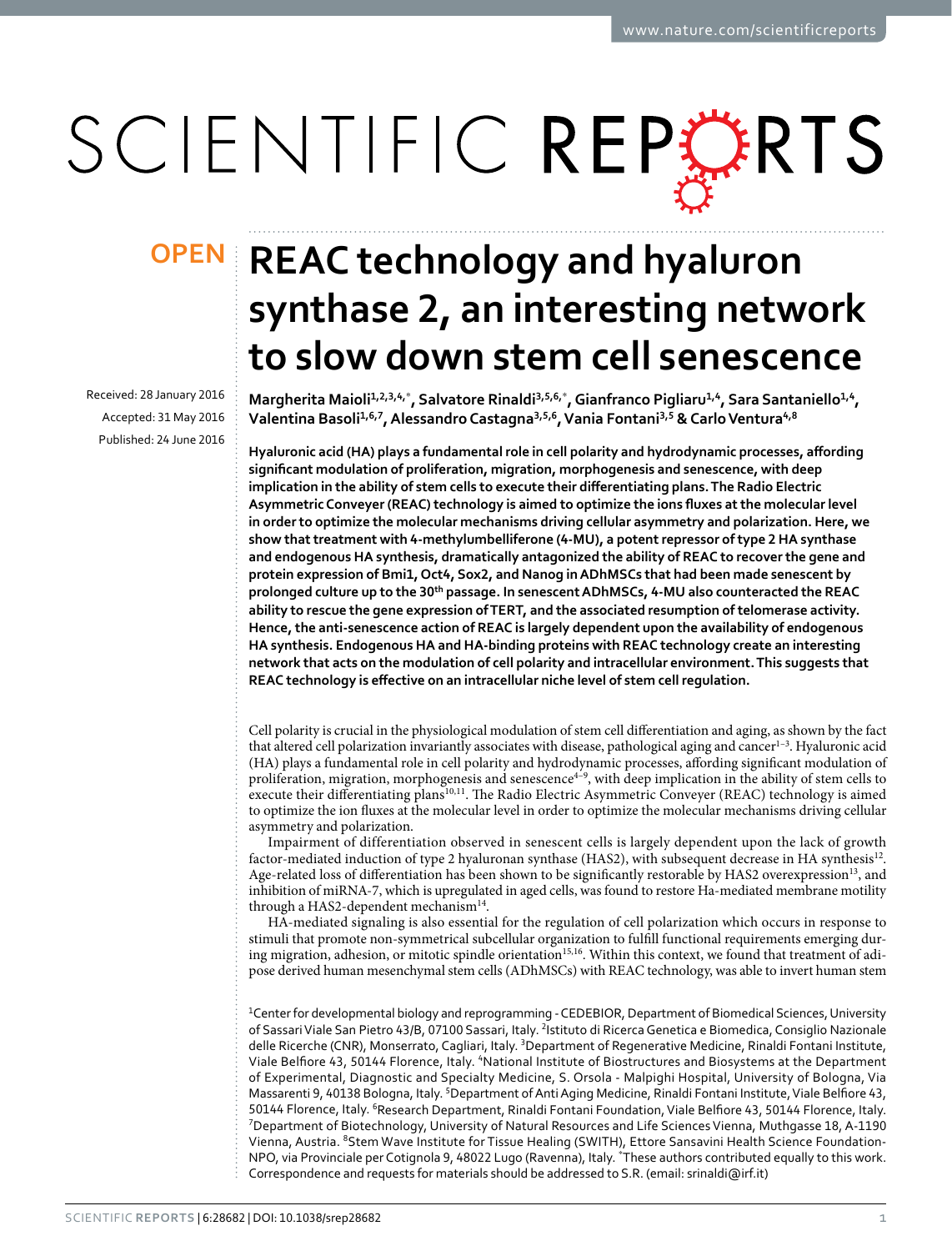# REAC technology and hyaluron synthase 2, an interesting network to slow down stem cell senescence

Received: 28 January 2016
Accepted: 31 May 2016
Published: 24 June 2016

**Margherita Maioli[1,2,3,4,*], Salvatore Rinaldi[3,5,6,*], Gianfranco Pigliaru[1,4], Sara Santaniello[1,4], Valentina Basoli[1,6,7], Alessandro Castagna[3,5,6], Vania Fontani[3,5] & Carlo Ventura[4,8]**

**Hyaluronic acid (HA) plays a fundamental role in cell polarity and hydrodynamic processes, affording significant modulation of proliferation, migration, morphogenesis and senescence, with deep implication in the ability of stem cells to execute their differentiating plans. The Radio Electric Asymmetric Conveyer (REAC) technology is aimed to optimize the ions fluxes at the molecular level in order to optimize the molecular mechanisms driving cellular asymmetry and polarization. Here, we show that treatment with 4-methylumbelliferone (4-MU), a potent repressor of type 2 HA synthase and endogenous HA synthesis, dramatically antagonized the ability of REAC to recover the gene and protein expression of Bmi1, Oct4, Sox2, and Nanog in ADhMSCs that had been made senescent by prolonged culture up to the 30th passage. In senescent ADhMSCs, 4-MU also counteracted the REAC ability to rescue the gene expression of TERT, and the associated resumption of telomerase activity. Hence, the anti-senescence action of REAC is largely dependent upon the availability of endogenous HA synthesis. Endogenous HA and HA-binding proteins with REAC technology create an interesting network that acts on the modulation of cell polarity and intracellular environment. This suggests that REAC technology is effective on an intracellular niche level of stem cell regulation.**

Cell polarity is crucial in the physiological modulation of stem cell differentiation and aging, as shown by the fact that altered cell polarization invariantly associates with disease, pathological aging and cancer[1–3]. Hyaluronic acid (HA) plays a fundamental role in cell polarity and hydrodynamic processes, affording significant modulation of proliferation, migration, morphogenesis and senescence[4–9], with deep implication in the ability of stem cells to execute their differentiating plans[10,11]. The Radio Electric Asymmetric Conveyer (REAC) technology is aimed to optimize the ion fluxes at the molecular level in order to optimize the molecular mechanisms driving cellular asymmetry and polarization.

Impairment of differentiation observed in senescent cells is largely dependent upon the lack of growth factor-mediated induction of type 2 hyaluronan synthase (HAS2), with subsequent decrease in HA synthesis[12]. Age-related loss of differentiation has been shown to be significantly restorable by HAS2 overexpression[13], and inhibition of miRNA-7, which is upregulated in aged cells, was found to restore Ha-mediated membrane motility through a HAS2-dependent mechanism[14].

HA-mediated signaling is also essential for the regulation of cell polarization which occurs in response to stimuli that promote non-symmetrical subcellular organization to fulfill functional requirements emerging during migration, adhesion, or mitotic spindle orientation[15,16]. Within this context, we found that treatment of adipose derived human mesenchymal stem cells (ADhMSCs) with REAC technology, was able to invert human stem

[1]Center for developmental biology and reprogramming - CEDEBIOR, Department of Biomedical Sciences, University of Sassari Viale San Pietro 43/B, 07100 Sassari, Italy. [2]Istituto di Ricerca Genetica e Biomedica, Consiglio Nazionale delle Ricerche (CNR), Monserrato, Cagliari, Italy. [3]Department of Regenerative Medicine, Rinaldi Fontani Institute, Viale Belfiore 43, 50144 Florence, Italy. [4]National Institute of Biostructures and Biosystems at the Department of Experimental, Diagnostic and Specialty Medicine, S. Orsola - Malpighi Hospital, University of Bologna, Via Massarenti 9, 40138 Bologna, Italy. [5]Department of Anti Aging Medicine, Rinaldi Fontani Institute, Viale Belfiore 43, 50144 Florence, Italy. [6]Research Department, Rinaldi Fontani Foundation, Viale Belfiore 43, 50144 Florence, Italy. [7]Department of Biotechnology, University of Natural Resources and Life Sciences Vienna, Muthgasse 18, A-1190 Vienna, Austria. [8]Stem Wave Institute for Tissue Healing (SWITH), Ettore Sansavini Health Science Foundation-NPO, via Provinciale per Cotignola 9, 48022 Lugo (Ravenna), Italy. *These authors contributed equally to this work. Correspondence and requests for materials should be addressed to S.R. (email: srinaldi@irf.it)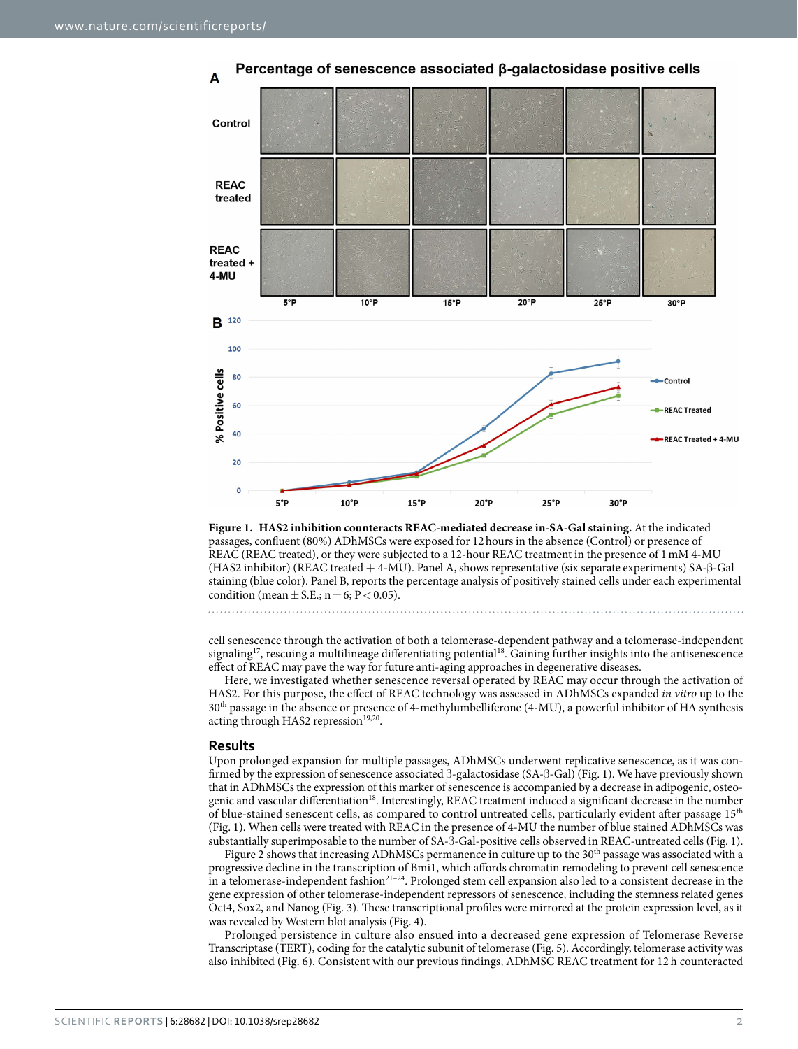**Figure 1. HAS2 inhibition counteracts REAC-mediated decrease in-SA-Gal staining.** At the indicated passages, confluent (80%) ADhMSCs were exposed for 12 hours in the absence (Control) or presence of REAC (REAC treated), or they were subjected to a 12-hour REAC treatment in the presence of 1 mM 4-MU (HAS2 inhibitor) (REAC treated + 4-MU). Panel A, shows representative (six separate experiments) SA-β-Gal staining (blue color). Panel B, reports the percentage analysis of positively stained cells under each experimental condition (mean ± S.E.; n = 6; P < 0.05).

cell senescence through the activation of both a telomerase-dependent pathway and a telomerase-independent signaling[17], rescuing a multilineage differentiating potential[18]. Gaining further insights into the antisenescence effect of REAC may pave the way for future anti-aging approaches in degenerative diseases.

Here, we investigated whether senescence reversal operated by REAC may occur through the activation of HAS2. For this purpose, the effect of REAC technology was assessed in ADhMSCs expanded *in vitro* up to the 30th passage in the absence or presence of 4-methylumbelliferone (4-MU), a powerful inhibitor of HA synthesis acting through HAS2 repression[19,20].

## Results

Upon prolonged expansion for multiple passages, ADhMSCs underwent replicative senescence, as it was confirmed by the expression of senescence associated β-galactosidase (SA-β-Gal) (Fig. 1). We have previously shown that in ADhMSCs the expression of this marker of senescence is accompanied by a decrease in adipogenic, osteogenic and vascular differentiation[18]. Interestingly, REAC treatment induced a significant decrease in the number of blue-stained senescent cells, as compared to control untreated cells, particularly evident after passage 15th (Fig. 1). When cells were treated with REAC in the presence of 4-MU the number of blue stained ADhMSCs was substantially superimposable to the number of SA-β-Gal-positive cells observed in REAC-untreated cells (Fig. 1).

Figure 2 shows that increasing ADhMSCs permanence in culture up to the 30th passage was associated with a progressive decline in the transcription of Bmi1, which affords chromatin remodeling to prevent cell senescence in a telomerase-independent fashion[21–24]. Prolonged stem cell expansion also led to a consistent decrease in the gene expression of other telomerase-independent repressors of senescence, including the stemness related genes Oct4, Sox2, and Nanog (Fig. 3). These transcriptional profiles were mirrored at the protein expression level, as it was revealed by Western blot analysis (Fig. 4).

Prolonged persistence in culture also ensued into a decreased gene expression of Telomerase Reverse Transcriptase (TERT), coding for the catalytic subunit of telomerase (Fig. 5). Accordingly, telomerase activity was also inhibited (Fig. 6). Consistent with our previous findings, ADhMSC REAC treatment for 12 h counteracted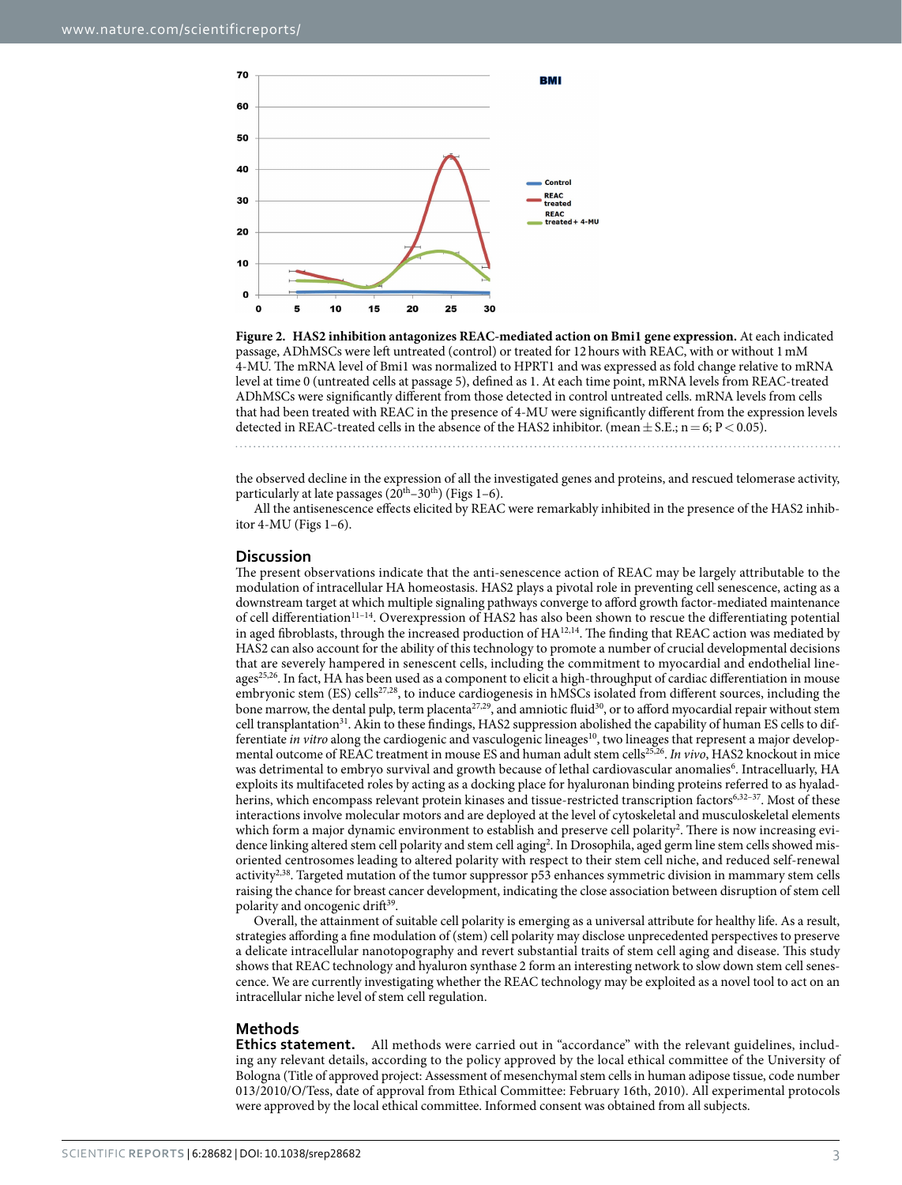**Figure 2. HAS2 inhibition antagonizes REAC-mediated action on Bmi1 gene expression.** At each indicated passage, ADhMSCs were left untreated (control) or treated for 12 hours with REAC, with or without 1 mM 4-MU. The mRNA level of Bmi1 was normalized to HPRT1 and was expressed as fold change relative to mRNA level at time 0 (untreated cells at passage 5), defined as 1. At each time point, mRNA levels from REAC-treated ADhMSCs were significantly different from those detected in control untreated cells. mRNA levels from cells that had been treated with REAC in the presence of 4-MU were significantly different from the expression levels detected in REAC-treated cells in the absence of the HAS2 inhibitor. (mean ± S.E.; n = 6; $P < 0.05$).

the observed decline in the expression of all the investigated genes and proteins, and rescued telomerase activity, particularly at late passages ($20^{th}$–$30^{th}$) (Figs 1–6).

All the antisenescence effects elicited by REAC were remarkably inhibited in the presence of the HAS2 inhibitor 4-MU (Figs 1–6).

## Discussion

The present observations indicate that the anti-senescence action of REAC may be largely attributable to the modulation of intracellular HA homeostasis. HAS2 plays a pivotal role in preventing cell senescence, acting as a downstream target at which multiple signaling pathways converge to afford growth factor-mediated maintenance of cell differentiation[11–14]. Overexpression of HAS2 has also been shown to rescue the differentiating potential in aged fibroblasts, through the increased production of HA[12,14]. The finding that REAC action was mediated by HAS2 can also account for the ability of this technology to promote a number of crucial developmental decisions that are severely hampered in senescent cells, including the commitment to myocardial and endothelial lineages[25,26]. In fact, HA has been used as a component to elicit a high-throughput of cardiac differentiation in mouse embryonic stem (ES) cells[27,28], to induce cardiogenesis in hMSCs isolated from different sources, including the bone marrow, the dental pulp, term placenta[27,29], and amniotic fluid[30], or to afford myocardial repair without stem cell transplantation[31]. Akin to these findings, HAS2 suppression abolished the capability of human ES cells to differentiate *in vitro* along the cardiogenic and vasculogenic lineages[10], two lineages that represent a major developmental outcome of REAC treatment in mouse ES and human adult stem cells[25,26]. *In vivo*, HAS2 knockout in mice was detrimental to embryo survival and growth because of lethal cardiovascular anomalies[6]. Intracelluarly, HA exploits its multifaceted roles by acting as a docking place for hyaluronan binding proteins referred to as hyaladherins, which encompass relevant protein kinases and tissue-restricted transcription factors[6,32–37]. Most of these interactions involve molecular motors and are deployed at the level of cytoskeletal and musculoskeletal elements which form a major dynamic environment to establish and preserve cell polarity[2]. There is now increasing evidence linking altered stem cell polarity and stem cell aging[2]. In Drosophila, aged germ line stem cells showed misoriented centrosomes leading to altered polarity with respect to their stem cell niche, and reduced self-renewal activity[2,38]. Targeted mutation of the tumor suppressor p53 enhances symmetric division in mammary stem cells raising the chance for breast cancer development, indicating the close association between disruption of stem cell polarity and oncogenic drift[39].

Overall, the attainment of suitable cell polarity is emerging as a universal attribute for healthy life. As a result, strategies affording a fine modulation of (stem) cell polarity may disclose unprecedented perspectives to preserve a delicate intracellular nanotopography and revert substantial traits of stem cell aging and disease. This study shows that REAC technology and hyaluron synthase 2 form an interesting network to slow down stem cell senescence. We are currently investigating whether the REAC technology may be exploited as a novel tool to act on an intracellular niche level of stem cell regulation.

## Methods

**Ethics statement.** All methods were carried out in "accordance" with the relevant guidelines, including any relevant details, according to the policy approved by the local ethical committee of the University of Bologna (Title of approved project: Assessment of mesenchymal stem cells in human adipose tissue, code number 013/2010/O/Tess, date of approval from Ethical Committee: February 16th, 2010). All experimental protocols were approved by the local ethical committee. Informed consent was obtained from all subjects.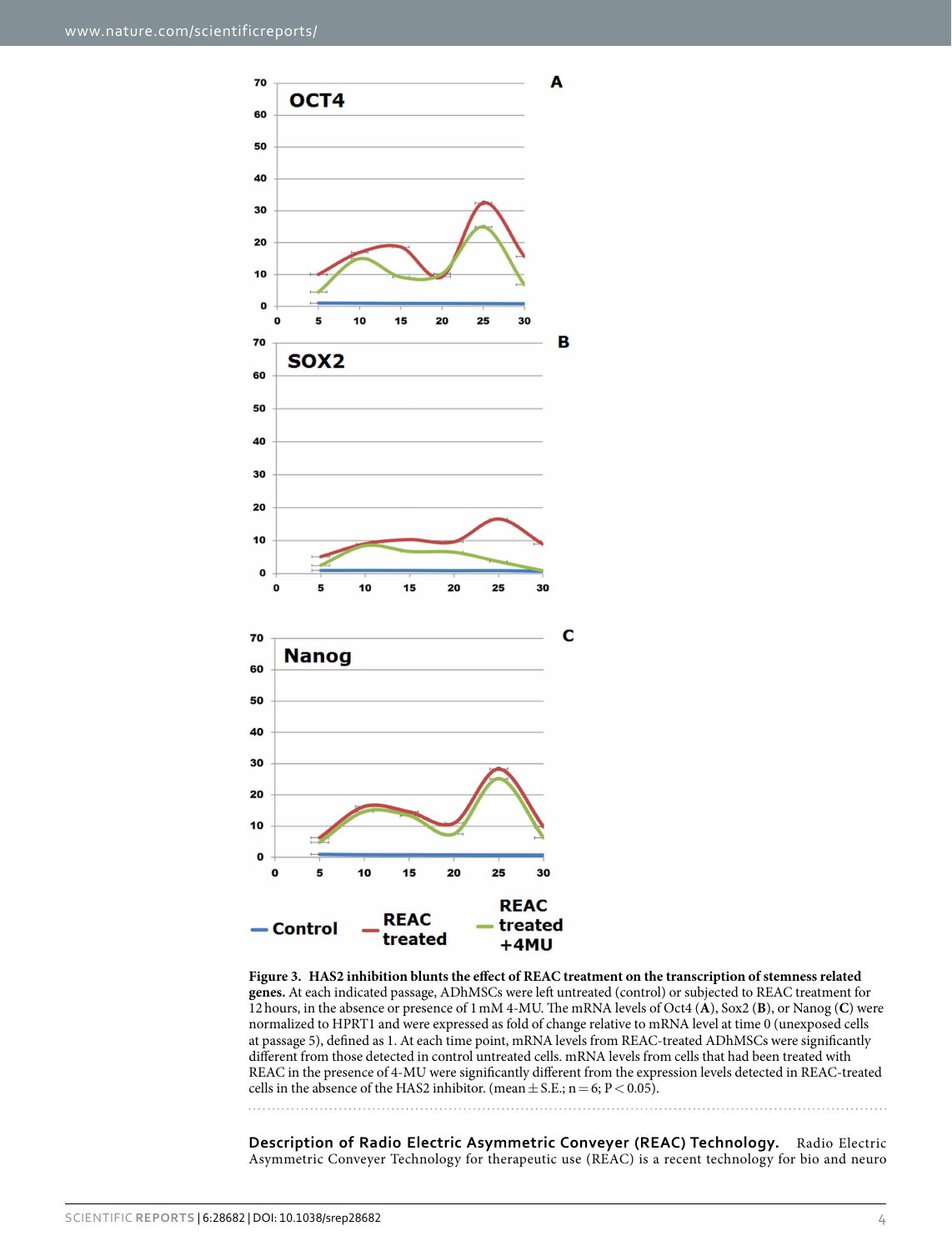**Figure 3. HAS2 inhibition blunts the effect of REAC treatment on the transcription of stemness related genes.** At each indicated passage, ADhMSCs were left untreated (control) or subjected to REAC treatment for 12 hours, in the absence or presence of 1 mM 4-MU. The mRNA levels of Oct4 (**A**), Sox2 (**B**), or Nanog (**C**) were normalized to HPRT1 and were expressed as fold of change relative to mRNA level at time 0 (unexposed cells at passage 5), defined as 1. At each time point, mRNA levels from REAC-treated ADhMSCs were significantly different from those detected in control untreated cells. mRNA levels from cells that had been treated with REAC in the presence of 4-MU were significantly different from the expression levels detected in REAC-treated cells in the absence of the HAS2 inhibitor. (mean ± S.E.; $n = 6$; $P < 0.05$).

**Description of Radio Electric Asymmetric Conveyer (REAC) Technology.** Radio Electric Asymmetric Conveyer Technology for therapeutic use (REAC) is a recent technology for bio and neuro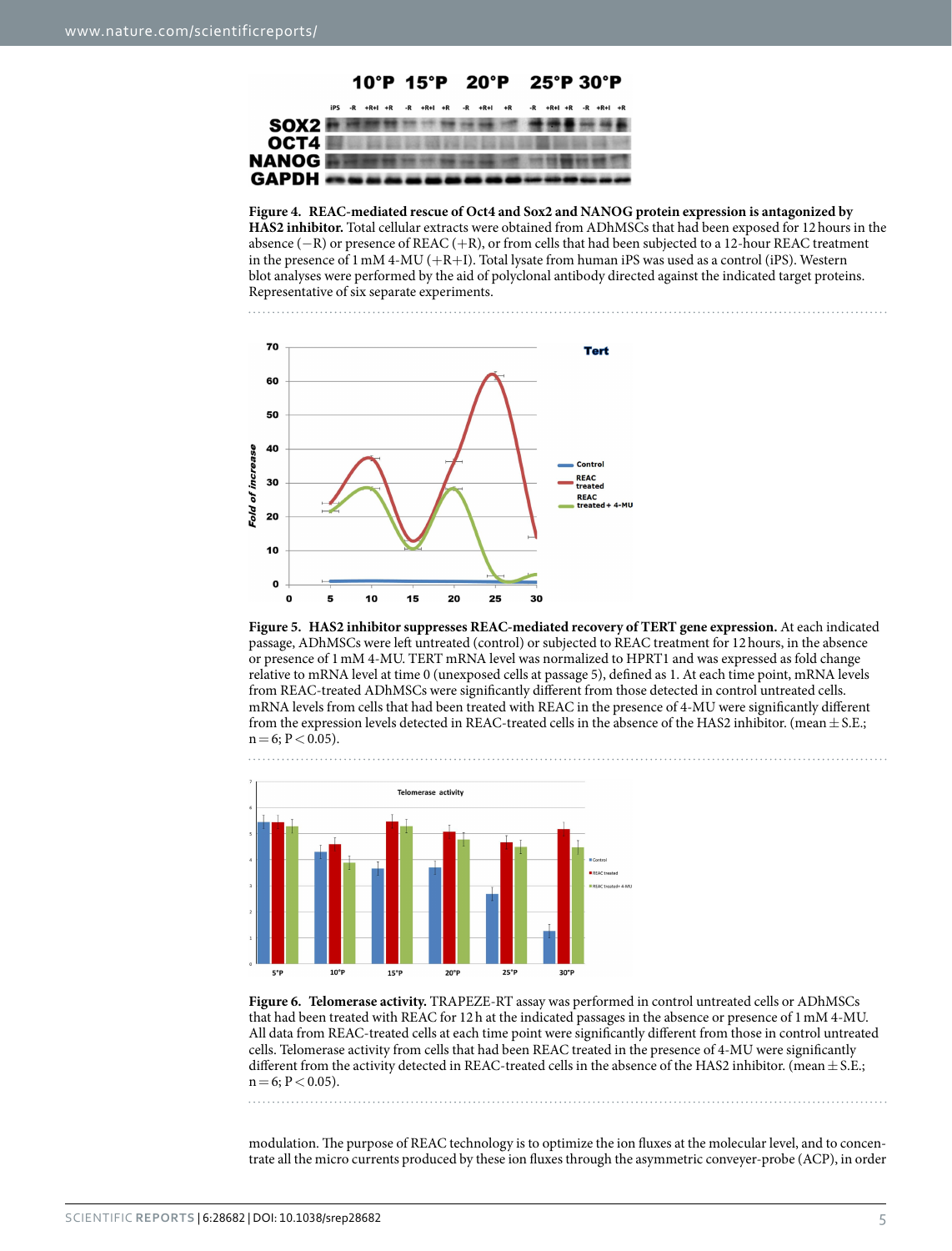**Figure 4. REAC-mediated rescue of Oct4 and Sox2 and NANOG protein expression is antagonized by HAS2 inhibitor.** Total cellular extracts were obtained from ADhMSCs that had been exposed for 12 hours in the absence (−R) or presence of REAC (+R), or from cells that had been subjected to a 12-hour REAC treatment in the presence of 1 mM 4-MU (+R+I). Total lysate from human iPS was used as a control (iPS). Western blot analyses were performed by the aid of polyclonal antibody directed against the indicated target proteins. Representative of six separate experiments.

**Figure 5. HAS2 inhibitor suppresses REAC-mediated recovery of TERT gene expression.** At each indicated passage, ADhMSCs were left untreated (control) or subjected to REAC treatment for 12 hours, in the absence or presence of 1 mM 4-MU. TERT mRNA level was normalized to HPRT1 and was expressed as fold change relative to mRNA level at time 0 (unexposed cells at passage 5), defined as 1. At each time point, mRNA levels from REAC-treated ADhMSCs were significantly different from those detected in control untreated cells. mRNA levels from cells that had been treated with REAC in the presence of 4-MU were significantly different from the expression levels detected in REAC-treated cells in the absence of the HAS2 inhibitor. (mean ± S.E.; n = 6; $P < 0.05$).

**Figure 6. Telomerase activity.** TRAPEZE-RT assay was performed in control untreated cells or ADhMSCs that had been treated with REAC for 12 h at the indicated passages in the absence or presence of 1 mM 4-MU. All data from REAC-treated cells at each time point were significantly different from those in control untreated cells. Telomerase activity from cells that had been REAC treated in the presence of 4-MU were significantly different from the activity detected in REAC-treated cells in the absence of the HAS2 inhibitor. (mean ± S.E.; n = 6; $P < 0.05$).

modulation. The purpose of REAC technology is to optimize the ion fluxes at the molecular level, and to concentrate all the micro currents produced by these ion fluxes through the asymmetric conveyer-probe (ACP), in order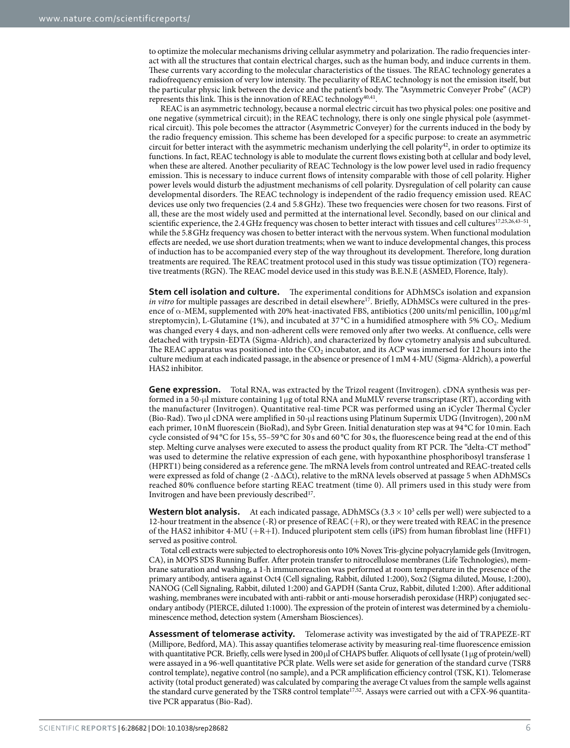to optimize the molecular mechanisms driving cellular asymmetry and polarization. The radio frequencies interact with all the structures that contain electrical charges, such as the human body, and induce currents in them. These currents vary according to the molecular characteristics of the tissues. The REAC technology generates a radiofrequency emission of very low intensity. The peculiarity of REAC technology is not the emission itself, but the particular physic link between the device and the patient's body. The "Asymmetric Conveyer Probe" (ACP) represents this link. This is the innovation of REAC technology[40,41].

REAC is an asymmetric technology, because a normal electric circuit has two physical poles: one positive and one negative (symmetrical circuit); in the REAC technology, there is only one single physical pole (asymmetrical circuit). This pole becomes the attractor (Asymmetric Conveyer) for the currents induced in the body by the radio frequency emission. This scheme has been developed for a specific purpose: to create an asymmetric circuit for better interact with the asymmetric mechanism underlying the cell polarity[42], in order to optimize its functions. In fact, REAC technology is able to modulate the current flows existing both at cellular and body level, when these are altered. Another peculiarity of REAC Technology is the low power level used in radio frequency emission. This is necessary to induce current flows of intensity comparable with those of cell polarity. Higher power levels would disturb the adjustment mechanisms of cell polarity. Dysregulation of cell polarity can cause developmental disorders. The REAC technology is independent of the radio frequency emission used. REAC devices use only two frequencies (2.4 and 5.8 GHz). These two frequencies were chosen for two reasons. First of all, these are the most widely used and permitted at the international level. Secondly, based on our clinical and scientific experience, the 2.4 GHz frequency was chosen to better interact with tissues and cell cultures[17,25,26,43–51], while the 5.8 GHz frequency was chosen to better interact with the nervous system. When functional modulation effects are needed, we use short duration treatments; when we want to induce developmental changes, this process of induction has to be accompanied every step of the way throughout its development. Therefore, long duration treatments are required. The REAC treatment protocol used in this study was tissue optimization (TO) regenerative treatments (RGN). The REAC model device used in this study was B.E.N.E (ASMED, Florence, Italy).

**Stem cell isolation and culture.** The experimental conditions for ADhMSCs isolation and expansion *in vitro* for multiple passages are described in detail elsewhere[17]. Briefly, ADhMSCs were cultured in the presence of α-MEM, supplemented with 20% heat-inactivated FBS, antibiotics (200 units/ml penicillin, 100 μg/ml streptomycin), L-Glutamine (1%), and incubated at 37 °C in a humidified atmosphere with 5% $CO_2$. Medium was changed every 4 days, and non-adherent cells were removed only after two weeks. At confluence, cells were detached with trypsin-EDTA (Sigma-Aldrich), and characterized by flow cytometry analysis and subcultured. The REAC apparatus was positioned into the $CO_2$ incubator, and its ACP was immersed for 12 hours into the culture medium at each indicated passage, in the absence or presence of 1 mM 4-MU (Sigma-Aldrich), a powerful HAS2 inhibitor.

**Gene expression.** Total RNA, was extracted by the Trizol reagent (Invitrogen). cDNA synthesis was performed in a 50-μl mixture containing 1 μg of total RNA and MuMLV reverse transcriptase (RT), according with the manufacturer (Invitrogen). Quantitative real-time PCR was performed using an iCycler Thermal Cycler (Bio-Rad). Two μl cDNA were amplified in 50-μl reactions using Platinum Supermix UDG (Invitrogen), 200 nM each primer, 10 nM fluorescein (BioRad), and Sybr Green. Initial denaturation step was at 94 °C for 10 min. Each cycle consisted of 94 °C for 15 s, 55–59 °C for 30 s and 60 °C for 30 s, the fluorescence being read at the end of this step. Melting curve analyses were executed to assess the product quality from RT PCR. The "delta-CT method" was used to determine the relative expression of each gene, with hypoxanthine phosphoribosyl transferase 1 (HPRT1) being considered as a reference gene. The mRNA levels from control untreated and REAC-treated cells were expressed as fold of change ($2^{-\Delta\Delta Ct}$), relative to the mRNA levels observed at passage 5 when ADhMSCs reached 80% confluence before starting REAC treatment (time 0). All primers used in this study were from Invitrogen and have been previously described[17].

**Western blot analysis.** At each indicated passage, ADhMSCs ($3.3 \times 10^3$ cells per well) were subjected to a 12-hour treatment in the absence (-R) or presence of REAC (+R), or they were treated with REAC in the presence of the HAS2 inhibitor 4-MU (+R+I). Induced pluripotent stem cells (iPS) from human fibroblast line (HFF1) served as positive control.

Total cell extracts were subjected to electrophoresis onto 10% Novex Tris-glycine polyacrylamide gels (Invitrogen, CA), in MOPS SDS Running Buffer. After protein transfer to nitrocellulose membranes (Life Technologies), membrane saturation and washing, a 1-h immunoreaction was performed at room temperature in the presence of the primary antibody, antisera against Oct4 (Cell signaling, Rabbit, diluted 1:200), Sox2 (Sigma diluted, Mouse, 1:200), NANOG (Cell Signaling, Rabbit, diluted 1:200) and GAPDH (Santa Cruz, Rabbit, diluted 1:200). After additional washing, membranes were incubated with anti-rabbit or anti-mouse horseradish peroxidase (HRP) conjugated secondary antibody (PIERCE, diluted 1:1000). The expression of the protein of interest was determined by a chemiluminescence method, detection system (Amersham Biosciences).

**Assessment of telomerase activity.** Telomerase activity was investigated by the aid of TRAPEZE-RT (Millipore, Bedford, MA). This assay quantifies telomerase activity by measuring real-time fluorescence emission with quantitative PCR. Briefly, cells were lysed in 200 μl of CHAPS buffer. Aliquots of cell lysate (1 μg of protein/well) were assayed in a 96-well quantitative PCR plate. Wells were set aside for generation of the standard curve (TSR8 control template), negative control (no sample), and a PCR amplification efficiency control (TSK, K1). Telomerase activity (total product generated) was calculated by comparing the average Ct values from the sample wells against the standard curve generated by the TSR8 control template[17,52]. Assays were carried out with a CFX-96 quantitative PCR apparatus (Bio-Rad).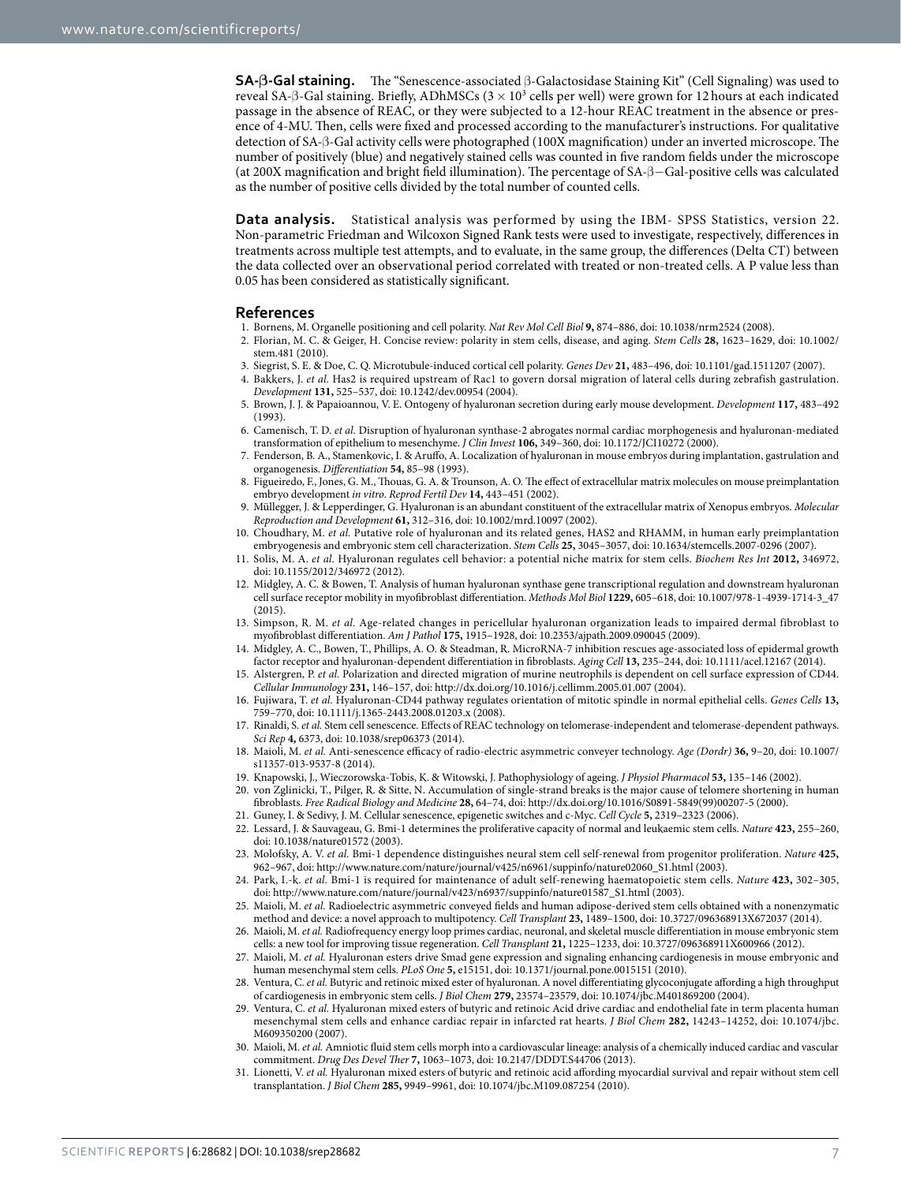**SA-β-Gal staining.** The "Senescence-associated β-Galactosidase Staining Kit" (Cell Signaling) was used to reveal SA-β-Gal staining. Briefly, ADhMSCs ($3 \times 10^3$ cells per well) were grown for 12 hours at each indicated passage in the absence of REAC, or they were subjected to a 12-hour REAC treatment in the absence or presence of 4-MU. Then, cells were fixed and processed according to the manufacturer's instructions. For qualitative detection of SA-β-Gal activity cells were photographed (100X magnification) under an inverted microscope. The number of positively (blue) and negatively stained cells was counted in five random fields under the microscope (at 200X magnification and bright field illumination). The percentage of SA-β−Gal-positive cells was calculated as the number of positive cells divided by the total number of counted cells.

**Data analysis.** Statistical analysis was performed by using the IBM- SPSS Statistics, version 22. Non-parametric Friedman and Wilcoxon Signed Rank tests were used to investigate, respectively, differences in treatments across multiple test attempts, and to evaluate, in the same group, the differences (Delta CT) between the data collected over an observational period correlated with treated or non-treated cells. A P value less than 0.05 has been considered as statistically significant.

## References

1. Bornens, M. Organelle positioning and cell polarity. *Nat Rev Mol Cell Biol* **9,** 874–886, doi: 10.1038/nrm2524 (2008).
2. Florian, M. C. & Geiger, H. Concise review: polarity in stem cells, disease, and aging. *Stem Cells* **28,** 1623–1629, doi: 10.1002/stem.481 (2010).
3. Siegrist, S. E. & Doe, C. Q. Microtubule-induced cortical cell polarity. *Genes Dev* **21,** 483–496, doi: 10.1101/gad.1511207 (2007).
4. Bakkers, J. *et al.* Has2 is required upstream of Rac1 to govern dorsal migration of lateral cells during zebrafish gastrulation. *Development* **131,** 525–537, doi: 10.1242/dev.00954 (2004).
5. Brown, J. J. & Papaioannou, V. E. Ontogeny of hyaluronan secretion during early mouse development. *Development* **117,** 483–492 (1993).
6. Camenisch, T. D. *et al.* Disruption of hyaluronan synthase-2 abrogates normal cardiac morphogenesis and hyaluronan-mediated transformation of epithelium to mesenchyme. *J Clin Invest* **106,** 349–360, doi: 10.1172/JCI10272 (2000).
7. Fenderson, B. A., Stamenkovic, I. & Aruffo, A. Localization of hyaluronan in mouse embryos during implantation, gastrulation and organogenesis. *Differentiation* **54,** 85–98 (1993).
8. Figueiredo, F., Jones, G. M., Thouas, G. A. & Trounson, A. O. The effect of extracellular matrix molecules on mouse preimplantation embryo development *in vitro*. *Reprod Fertil Dev* **14,** 443–451 (2002).
9. Müllegger, J. & Lepperdinger, G. Hyaluronan is an abundant constituent of the extracellular matrix of Xenopus embryos. *Molecular Reproduction and Development* **61,** 312–316, doi: 10.1002/mrd.10097 (2002).
10. Choudhary, M. *et al.* Putative role of hyaluronan and its related genes, HAS2 and RHAMM, in human early preimplantation embryogenesis and embryonic stem cell characterization. *Stem Cells* **25,** 3045–3057, doi: 10.1634/stemcells.2007-0296 (2007).
11. Solis, M. A. *et al.* Hyaluronan regulates cell behavior: a potential niche matrix for stem cells. *Biochem Res Int* **2012,** 346972, doi: 10.1155/2012/346972 (2012).
12. Midgley, A. C. & Bowen, T. Analysis of human hyaluronan synthase gene transcriptional regulation and downstream hyaluronan cell surface receptor mobility in myofibroblast differentiation. *Methods Mol Biol* **1229,** 605–618, doi: 10.1007/978-1-4939-1714-3_47 (2015).
13. Simpson, R. M. *et al.* Age-related changes in pericellular hyaluronan organization leads to impaired dermal fibroblast to myofibroblast differentiation. *Am J Pathol* **175,** 1915–1928, doi: 10.2353/ajpath.2009.090045 (2009).
14. Midgley, A. C., Bowen, T., Phillips, A. O. & Steadman, R. MicroRNA-7 inhibition rescues age-associated loss of epidermal growth factor receptor and hyaluronan-dependent differentiation in fibroblasts. *Aging Cell* **13,** 235–244, doi: 10.1111/acel.12167 (2014).
15. Alstergren, P. *et al.* Polarization and directed migration of murine neutrophils is dependent on cell surface expression of CD44. *Cellular Immunology* **231,** 146–157, doi: http://dx.doi.org/10.1016/j.cellimm.2005.01.007 (2004).
16. Fujiwara, T. *et al.* Hyaluronan-CD44 pathway regulates orientation of mitotic spindle in normal epithelial cells. *Genes Cells* **13,** 759–770, doi: 10.1111/j.1365-2443.2008.01203.x (2008).
17. Rinaldi, S. *et al.* Stem cell senescence. Effects of REAC technology on telomerase-independent and telomerase-dependent pathways. *Sci Rep* **4,** 6373, doi: 10.1038/srep06373 (2014).
18. Maioli, M. *et al.* Anti-senescence efficacy of radio-electric asymmetric conveyer technology. *Age (Dordr)* **36,** 9–20, doi: 10.1007/s11357-013-9537-8 (2014).
19. Knapowski, J., Wieczorowska-Tobis, K. & Witowski, J. Pathophysiology of ageing. *J Physiol Pharmacol* **53,** 135–146 (2002).
20. von Zglinicki, T., Pilger, R. & Sitte, N. Accumulation of single-strand breaks is the major cause of telomere shortening in human fibroblasts. *Free Radical Biology and Medicine* **28,** 64–74, doi: http://dx.doi.org/10.1016/S0891-5849(99)00207-5 (2000).
21. Guney, I. & Sedivy, J. M. Cellular senescence, epigenetic switches and c-Myc. *Cell Cycle* **5,** 2319–2323 (2006).
22. Lessard, J. & Sauvageau, G. Bmi-1 determines the proliferative capacity of normal and leukaemic stem cells. *Nature* **423,** 255–260, doi: 10.1038/nature01572 (2003).
23. Molofsky, A. V. *et al.* Bmi-1 dependence distinguishes neural stem cell self-renewal from progenitor proliferation. *Nature* **425,** 962–967, doi: http://www.nature.com/nature/journal/v425/n6961/suppinfo/nature02060_S1.html (2003).
24. Park, I.-k. *et al.* Bmi-1 is required for maintenance of adult self-renewing haematopoietic stem cells. *Nature* **423,** 302–305, doi: http://www.nature.com/nature/journal/v423/n6937/suppinfo/nature01587_S1.html (2003).
25. Maioli, M. *et al.* Radioelectric asymmetric conveyed fields and human adipose-derived stem cells obtained with a nonenzymatic method and device: a novel approach to multipotency. *Cell Transplant* **23,** 1489–1500, doi: 10.3727/096368913X672037 (2014).
26. Maioli, M. *et al.* Radiofrequency energy loop primes cardiac, neuronal, and skeletal muscle differentiation in mouse embryonic stem cells: a new tool for improving tissue regeneration. *Cell Transplant* **21,** 1225–1233, doi: 10.3727/096368911X600966 (2012).
27. Maioli, M. *et al.* Hyaluronan esters drive Smad gene expression and signaling enhancing cardiogenesis in mouse embryonic and human mesenchymal stem cells. *PLoS One* **5,** e15151, doi: 10.1371/journal.pone.0015151 (2010).
28. Ventura, C. *et al.* Butyric and retinoic mixed ester of hyaluronan. A novel differentiating glycoconjugate affording a high throughput of cardiogenesis in embryonic stem cells. *J Biol Chem* **279,** 23574–23579, doi: 10.1074/jbc.M401869200 (2004).
29. Ventura, C. *et al.* Hyaluronan mixed esters of butyric and retinoic Acid drive cardiac and endothelial fate in term placenta human mesenchymal stem cells and enhance cardiac repair in infarcted rat hearts. *J Biol Chem* **282,** 14243–14252, doi: 10.1074/jbc.M609350200 (2007).
30. Maioli, M. *et al.* Amniotic fluid stem cells morph into a cardiovascular lineage: analysis of a chemically induced cardiac and vascular commitment. *Drug Des Devel Ther* **7,** 1063–1073, doi: 10.2147/DDDT.S44706 (2013).
31. Lionetti, V. *et al.* Hyaluronan mixed esters of butyric and retinoic acid affording myocardial survival and repair without stem cell transplantation. *J Biol Chem* **285,** 9949–9961, doi: 10.1074/jbc.M109.087254 (2010).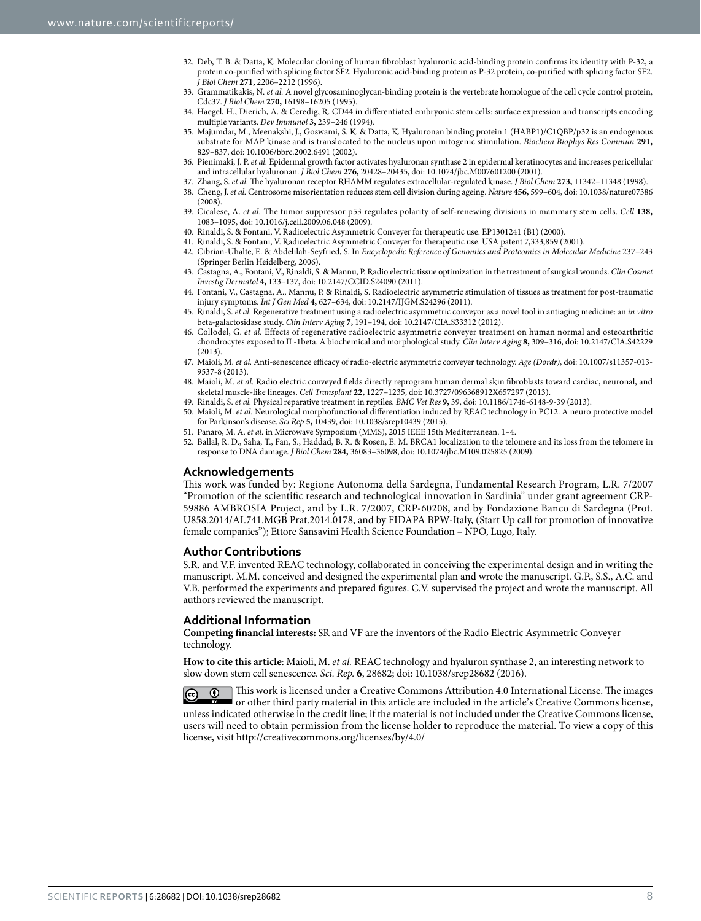32. Deb, T. B. & Datta, K. Molecular cloning of human fibroblast hyaluronic acid-binding protein confirms its identity with P-32, a protein co-purified with splicing factor SF2. Hyaluronic acid-binding protein as P-32 protein, co-purified with splicing factor SF2. *J Biol Chem* **271,** 2206–2212 (1996).
33. Grammatikakis, N. *et al.* A novel glycosaminoglycan-binding protein is the vertebrate homologue of the cell cycle control protein, Cdc37. *J Biol Chem* **270,** 16198–16205 (1995).
34. Haegel, H., Dierich, A. & Ceredig, R. CD44 in differentiated embryonic stem cells: surface expression and transcripts encoding multiple variants. *Dev Immunol* **3,** 239–246 (1994).
35. Majumdar, M., Meenakshi, J., Goswami, S. K. & Datta, K. Hyaluronan binding protein 1 (HABP1)/C1QBP/p32 is an endogenous substrate for MAP kinase and is translocated to the nucleus upon mitogenic stimulation. *Biochem Biophys Res Commun* **291,** 829–837, doi: 10.1006/bbrc.2002.6491 (2002).
36. Pienimaki, J. P. *et al.* Epidermal growth factor activates hyaluronan synthase 2 in epidermal keratinocytes and increases pericellular and intracellular hyaluronan. *J Biol Chem* **276,** 20428–20435, doi: 10.1074/jbc.M007601200 (2001).
37. Zhang, S. *et al.* The hyaluronan receptor RHAMM regulates extracellular-regulated kinase. *J Biol Chem* **273,** 11342–11348 (1998).
38. Cheng, J. *et al.* Centrosome misorientation reduces stem cell division during ageing. *Nature* **456,** 599–604, doi: 10.1038/nature07386 (2008).
39. Cicalese, A. *et al.* The tumor suppressor p53 regulates polarity of self-renewing divisions in mammary stem cells. *Cell* **138,** 1083–1095, doi: 10.1016/j.cell.2009.06.048 (2009).
40. Rinaldi, S. & Fontani, V. Radioelectric Asymmetric Conveyer for therapeutic use. EP1301241 (B1) (2000).
41. Rinaldi, S. & Fontani, V. Radioelectric Asymmetric Conveyer for therapeutic use. USA patent 7,333,859 (2001).
42. Cibrian-Uhalte, E. & Abdelilah-Seyfried, S. In *Encyclopedic Reference of Genomics and Proteomics in Molecular Medicine* 237–243 (Springer Berlin Heidelberg, 2006).
43. Castagna, A., Fontani, V., Rinaldi, S. & Mannu, P. Radio electric tissue optimization in the treatment of surgical wounds. *Clin Cosmet Investig Dermatol* **4,** 133–137, doi: 10.2147/CCID.S24090 (2011).
44. Fontani, V., Castagna, A., Mannu, P. & Rinaldi, S. Radioelectric asymmetric stimulation of tissues as treatment for post-traumatic injury symptoms. *Int J Gen Med* **4,** 627–634, doi: 10.2147/IJGM.S24296 (2011).
45. Rinaldi, S. *et al.* Regenerative treatment using a radioelectric asymmetric conveyor as a novel tool in antiaging medicine: an *in vitro* beta-galactosidase study. *Clin Interv Aging* **7,** 191–194, doi: 10.2147/CIA.S33312 (2012).
46. Collodel, G. *et al.* Effects of regenerative radioelectric asymmetric conveyer treatment on human normal and osteoarthritic chondrocytes exposed to IL-1beta. A biochemical and morphological study. *Clin Interv Aging* **8,** 309–316, doi: 10.2147/CIA.S42229 (2013).
47. Maioli, M. *et al.* Anti-senescence efficacy of radio-electric asymmetric conveyer technology. *Age (Dordr)*, doi: 10.1007/s11357-013-9537-8 (2013).
48. Maioli, M. *et al.* Radio electric conveyed fields directly reprogram human dermal skin fibroblasts toward cardiac, neuronal, and skeletal muscle-like lineages. *Cell Transplant* **22,** 1227–1235, doi: 10.3727/096368912X657297 (2013).
49. Rinaldi, S. *et al.* Physical reparative treatment in reptiles. *BMC Vet Res* **9,** 39, doi: 10.1186/1746-6148-9-39 (2013).
50. Maioli, M. *et al.* Neurological morphofunctional differentiation induced by REAC technology in PC12. A neuro protective model for Parkinson's disease. *Sci Rep* **5,** 10439, doi: 10.1038/srep10439 (2015).
51. Panaro, M. A. *et al.* in Microwave Symposium (MMS), 2015 IEEE 15th Mediterranean. 1–4.
52. Ballal, R. D., Saha, T., Fan, S., Haddad, B. R. & Rosen, E. M. BRCA1 localization to the telomere and its loss from the telomere in response to DNA damage. *J Biol Chem* **284,** 36083–36098, doi: 10.1074/jbc.M109.025825 (2009).

## Acknowledgements

This work was funded by: Regione Autonoma della Sardegna, Fundamental Research Program, L.R. 7/2007 "Promotion of the scientific research and technological innovation in Sardinia" under grant agreement CRP-59886 AMBROSIA Project, and by L.R. 7/2007, CRP-60208, and by Fondazione Banco di Sardegna (Prot. U858.2014/AI.741.MGB Prat.2014.0178, and by FIDAPA BPW-Italy, (Start Up call for promotion of innovative female companies"); Ettore Sansavini Health Science Foundation – NPO, Lugo, Italy.

## Author Contributions

S.R. and V.F. invented REAC technology, collaborated in conceiving the experimental design and in writing the manuscript. M.M. conceived and designed the experimental plan and wrote the manuscript. G.P., S.S., A.C. and V.B. performed the experiments and prepared figures. C.V. supervised the project and wrote the manuscript. All authors reviewed the manuscript.

## Additional Information

**Competing financial interests:** SR and VF are the inventors of the Radio Electric Asymmetric Conveyer technology.

**How to cite this article**: Maioli, M. *et al.* REAC technology and hyaluron synthase 2, an interesting network to slow down stem cell senescence. *Sci. Rep.* **6**, 28682; doi: 10.1038/srep28682 (2016).

This work is licensed under a Creative Commons Attribution 4.0 International License. The images or other third party material in this article are included in the article's Creative Commons license, unless indicated otherwise in the credit line; if the material is not included under the Creative Commons license, users will need to obtain permission from the license holder to reproduce the material. To view a copy of this license, visit http://creativecommons.org/licenses/by/4.0/